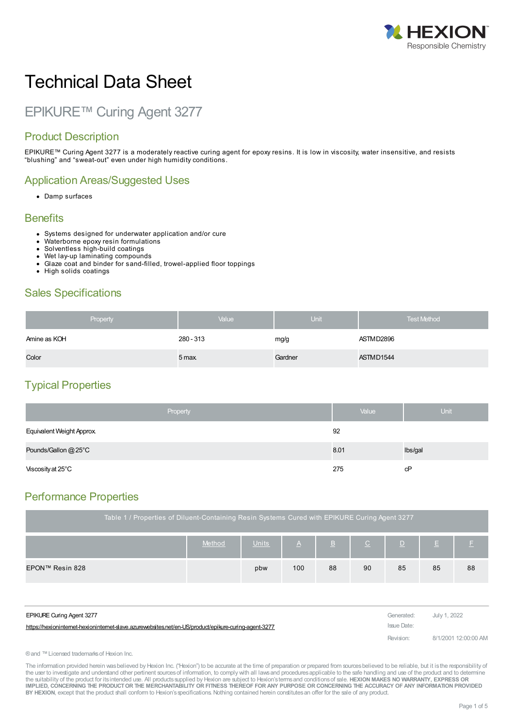# Technical Data Sheet

## EPIKURE™ Curing Agent 3277

## Product Description

EPIKURE™ Curing Agent 3277 is a moderately reactive curing agent for epoxy resins. It is low in viscosity, water insensitive, and resists "blushing" and "sweat-out" even under high humidity conditions.

## Application Areas/Suggested Uses

- Damp surfaces

## Benefits

- Systems designed for underwater application and/or cure
- Waterborne epoxy resin formulations
- Solventless high-build coatings
- Wet lay-up laminating compounds
- Glaze coat and binder for sand-filled, trowel-applied floor toppings
- High solids coatings

## Sales Specifications

| Property | Value | Unit | Test Method |
|---|---|---|---|
| Amine as KOH | 280 - 313 | mg/g | ASTM D2896 |
| Color | 5 max. | Gardner | ASTM D1544 |

## Typical Properties

| Property | Value | Unit |
|---|---|---|
| Equivalent Weight Approx. | 92 | |
| Pounds/Gallon @ 25°C | 8.01 | lbs/gal |
| Viscosity at 25°C | 275 | cP |

## Performance Properties

| Table 1 / Properties of Diluent-Containing Resin Systems Cured with EPIKURE Curing Agent 3277 | | | | | | | | |
|---|---|---|---|---|---|---|---|---|
| | Method | Units | A | B | C | D | E | F |
| EPON™ Resin 828 | | pbw | 100 | 88 | 90 | 85 | 85 | 88 |

EPIKURE Curing Agent 3277

https://hexioninternet-hexioninternet-slave.azurewebsites.net/en-US/product/epikure-curing-agent-3277

Generated: July 1, 2022

Issue Date:

Revision: 8/1/2001 12:00:00 AM

® and ™ Licensed trademarks of Hexion Inc.

The information provided herein was believed by Hexion Inc. ("Hexion") to be accurate at the time of preparation or prepared from sources believed to be reliable, but it is the responsibility of the user to investigate and understand other pertinent sources of information, to comply with all laws and procedures applicable to the safe handling and use of the product and to determine the suitability of the product for its intended use. All products supplied by Hexion are subject to Hexion's terms and conditions of sale. **HEXION MAKES NO WARRANTY, EXPRESS OR IMPLIED, CONCERNING THE PRODUCT OR THE MERCHANTABILITY OR FITNESS THEREOF FOR ANY PURPOSE OR CONCERNING THE ACCURACY OF ANY INFORMATION PROVIDED BY HEXION**, except that the product shall conform to Hexion's specifications. Nothing contained herein constitutes an offer for the sale of any product.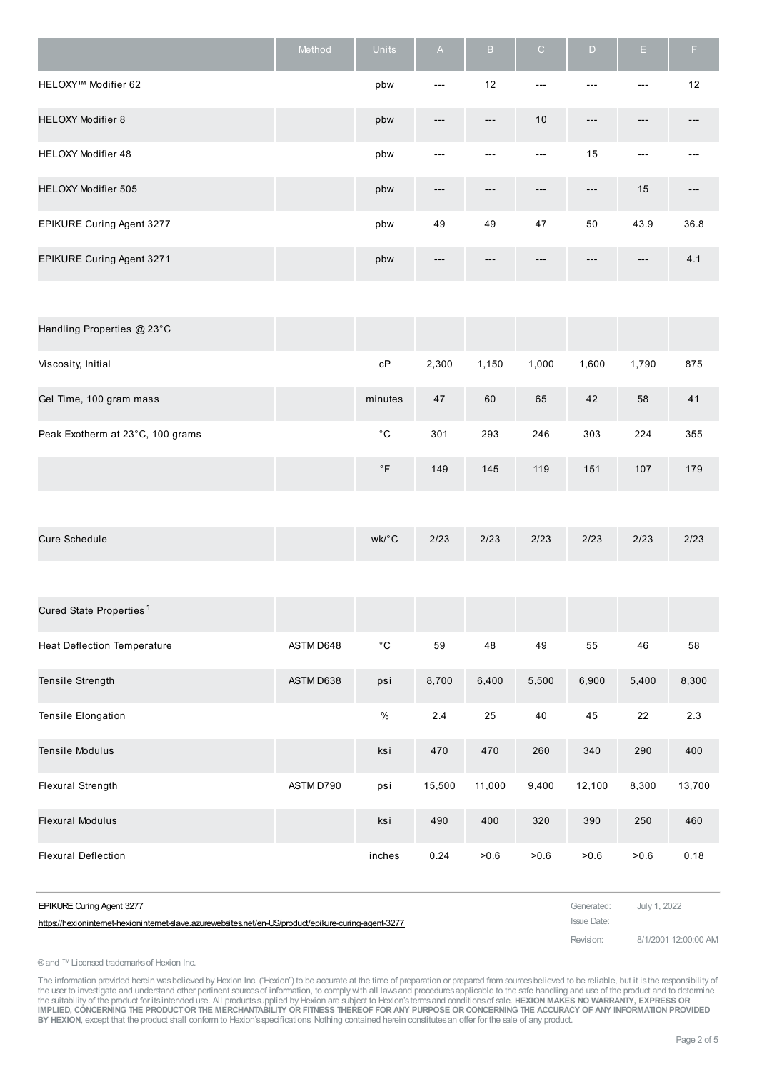| | Method | Units | A | B | C | D | E | F |
|---|---|---|---|---|---|---|---|---|
| HELOXY™ Modifier 62 | | pbw | --- | 12 | --- | --- | --- | 12 |
| HELOXY Modifier 8 | | pbw | --- | --- | 10 | --- | --- | --- |
| HELOXY Modifier 48 | | pbw | --- | --- | --- | 15 | --- | --- |
| HELOXY Modifier 505 | | pbw | --- | --- | --- | --- | 15 | --- |
| EPIKURE Curing Agent 3277 | | pbw | 49 | 49 | 47 | 50 | 43.9 | 36.8 |
| EPIKURE Curing Agent 3271 | | pbw | --- | --- | --- | --- | --- | 4.1 |
| | | | | | | | | |
| Handling Properties @ 23°C | | | | | | | | |
| Viscosity, Initial | | cP | 2,300 | 1,150 | 1,000 | 1,600 | 1,790 | 875 |
| Gel Time, 100 gram mass | | minutes | 47 | 60 | 65 | 42 | 58 | 41 |
| Peak Exotherm at 23°C, 100 grams | | °C | 301 | 293 | 246 | 303 | 224 | 355 |
| | | °F | 149 | 145 | 119 | 151 | 107 | 179 |
| | | | | | | | | |
| Cure Schedule | | wk/°C | 2/23 | 2/23 | 2/23 | 2/23 | 2/23 | 2/23 |
| | | | | | | | | |
| Cured State Properties [1] | | | | | | | | |
| Heat Deflection Temperature | ASTM D648 | °C | 59 | 48 | 49 | 55 | 46 | 58 |
| Tensile Strength | ASTM D638 | psi | 8,700 | 6,400 | 5,500 | 6,900 | 5,400 | 8,300 |
| Tensile Elongation | | % | 2.4 | 25 | 40 | 45 | 22 | 2.3 |
| Tensile Modulus | | ksi | 470 | 470 | 260 | 340 | 290 | 400 |
| Flexural Strength | ASTM D790 | psi | 15,500 | 11,000 | 9,400 | 12,100 | 8,300 | 13,700 |
| Flexural Modulus | | ksi | 490 | 400 | 320 | 390 | 250 | 460 |
| Flexural Deflection | | inches | 0.24 | >0.6 | >0.6 | >0.6 | >0.6 | 0.18 |

EPIKURE Curing Agent 3277

https://hexioninternet-hexioninternet-slave.azurewebsites.net/en-US/product/epikure-curing-agent-3277

Generated: July 1, 2022
Issue Date:
Revision: 8/1/2001 12:00:00 AM

® and ™ Licensed trademarks of Hexion Inc.

The information provided herein was believed by Hexion Inc. ("Hexion") to be accurate at the time of preparation or prepared from sources believed to be reliable, but it is the responsibility of the user to investigate and understand other pertinent sources of information, to comply with all laws and procedures applicable to the safe handling and use of the product and to determine the suitability of the product for its intended use. All products supplied by Hexion are subject to Hexion's terms and conditions of sale. **HEXION MAKES NO WARRANTY, EXPRESS OR IMPLIED, CONCERNING THE PRODUCT OR THE MERCHANTABILITY OR FITNESS THEREOF FOR ANY PURPOSE OR CONCERNING THE ACCURACY OF ANY INFORMATION PROVIDED BY HEXION**, except that the product shall conform to Hexion's specifications. Nothing contained herein constitutes an offer for the sale of any product.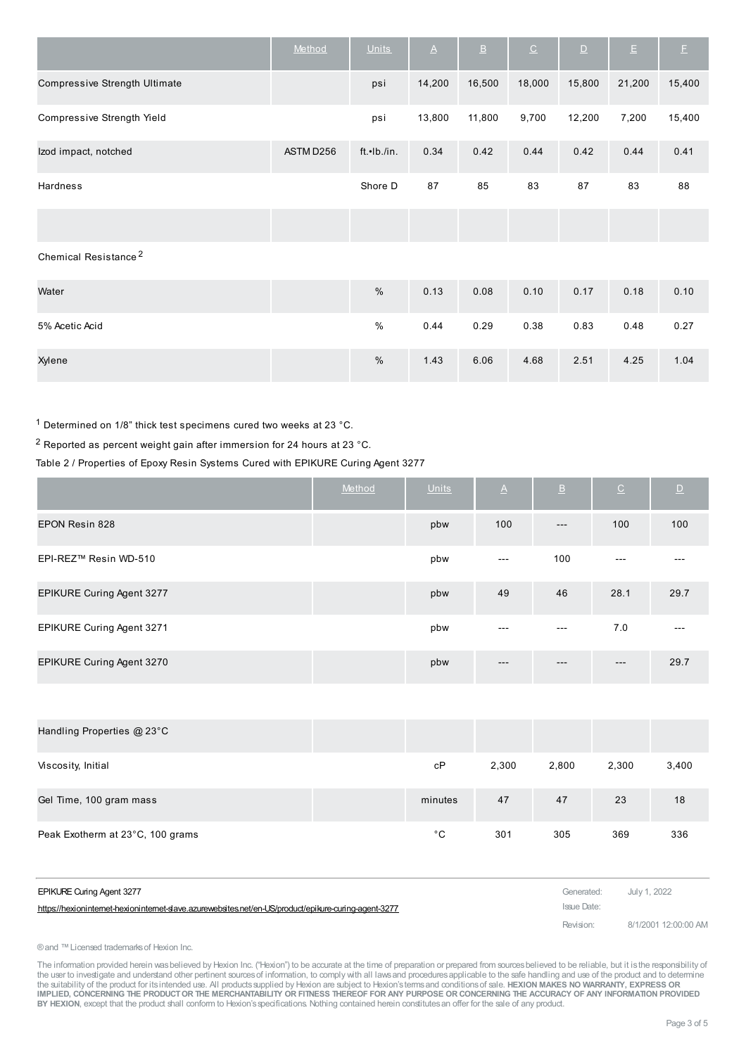| | Method | Units | A | B | C | D | E | F |
|---|---|---|---|---|---|---|---|---|
| Compressive Strength Ultimate | | psi | 14,200 | 16,500 | 18,000 | 15,800 | 21,200 | 15,400 |
| Compressive Strength Yield | | psi | 13,800 | 11,800 | 9,700 | 12,200 | 7,200 | 15,400 |
| Izod impact, notched | ASTM D256 | ft.•lb./in. | 0.34 | 0.42 | 0.44 | 0.42 | 0.44 | 0.41 |
| Hardness | | Shore D | 87 | 85 | 83 | 87 | 83 | 88 |
| | | | | | | | | |
| Chemical Resistance [2] | | | | | | | | |
| Water | | % | 0.13 | 0.08 | 0.10 | 0.17 | 0.18 | 0.10 |
| 5% Acetic Acid | | % | 0.44 | 0.29 | 0.38 | 0.83 | 0.48 | 0.27 |
| Xylene | | % | 1.43 | 6.06 | 4.68 | 2.51 | 4.25 | 1.04 |

[1] Determined on 1/8" thick test specimens cured two weeks at 23 °C.

[2] Reported as percent weight gain after immersion for 24 hours at 23 °C.

Table 2 / Properties of Epoxy Resin Systems Cured with EPIKURE Curing Agent 3277

| | Method | Units | A | B | C | D |
|---|---|---|---|---|---|---|
| EPON Resin 828 | | pbw | 100 | --- | 100 | 100 |
| EPI-REZ™ Resin WD-510 | | pbw | --- | 100 | --- | --- |
| EPIKURE Curing Agent 3277 | | pbw | 49 | 46 | 28.1 | 29.7 |
| EPIKURE Curing Agent 3271 | | pbw | --- | --- | 7.0 | --- |
| EPIKURE Curing Agent 3270 | | pbw | --- | --- | --- | 29.7 |
| | | | | | | |
| Handling Properties @ 23°C | | | | | | |
| Viscosity, Initial | | cP | 2,300 | 2,800 | 2,300 | 3,400 |
| Gel Time, 100 gram mass | | minutes | 47 | 47 | 23 | 18 |
| Peak Exotherm at 23°C, 100 grams | | °C | 301 | 305 | 369 | 336 |

EPIKURE Curing Agent 3277

https://hexioninternet-hexioninternet-slave.azurewebsites.net/en-US/product/epikure-curing-agent-3277

Generated: July 1, 2022

Issue Date:

Revision: 8/1/2001 12:00:00 AM

® and ™ Licensed trademarks of Hexion Inc.

The information provided herein was believed by Hexion Inc. ("Hexion") to be accurate at the time of preparation or prepared from sources believed to be reliable, but it is the responsibility of the user to investigate and understand other pertinent sources of information, to comply with all laws and procedures applicable to the safe handling and use of the product and to determine the suitability of the product for its intended use. All products supplied by Hexion are subject to Hexion's terms and conditions of sale. **HEXION MAKES NO WARRANTY, EXPRESS OR IMPLIED, CONCERNING THE PRODUCT OR THE MERCHANTABILITY OR FITNESS THEREOF FOR ANY PURPOSE OR CONCERNING THE ACCURACY OF ANY INFORMATION PROVIDED BY HEXION**, except that the product shall conform to Hexion's specifications. Nothing contained herein constitutes an offer for the sale of any product.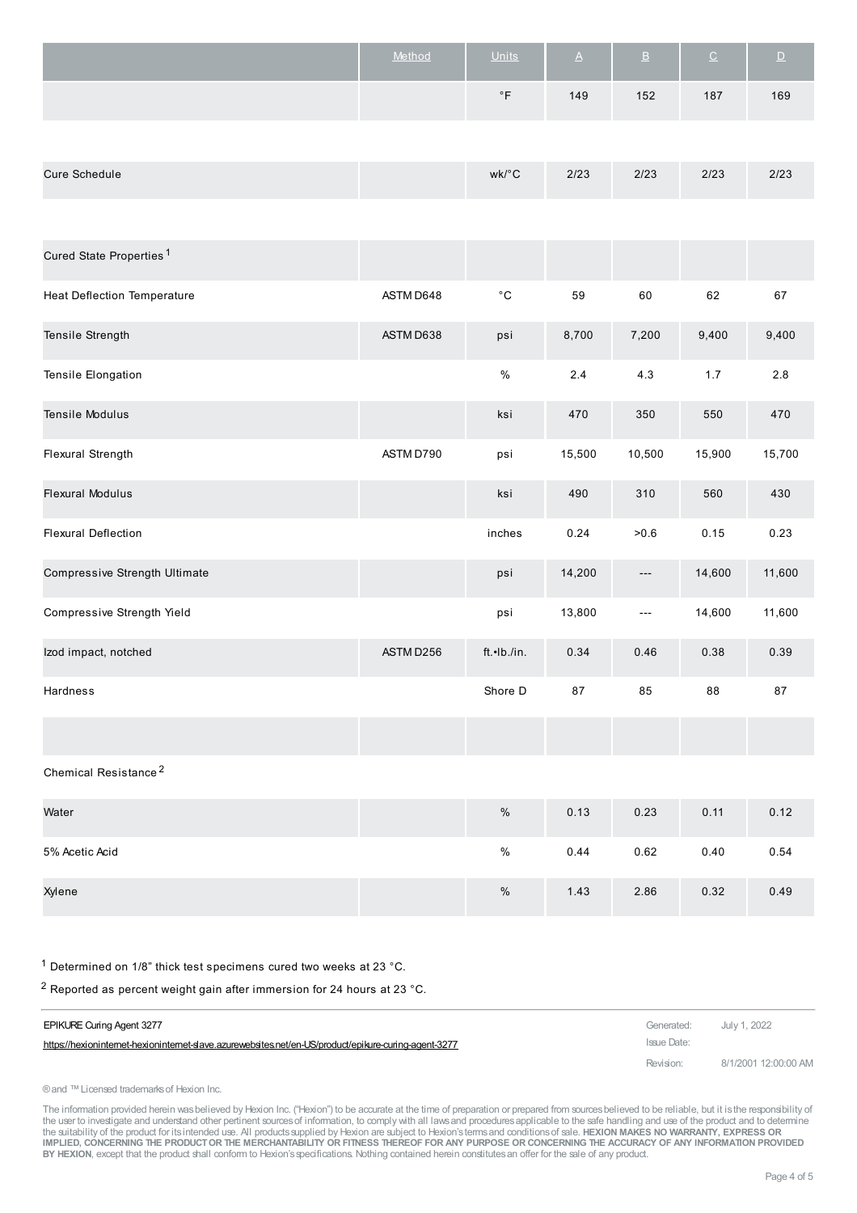| | Method | Units | A | B | C | D |
|---|---|---|---|---|---|---|
| | | °F | 149 | 152 | 187 | 169 |
| Cure Schedule | | wk/°C | 2/23 | 2/23 | 2/23 | 2/23 |
| Cured State Properties[1] | | | | | | |
| Heat Deflection Temperature | ASTM D648 | °C | 59 | 60 | 62 | 67 |
| Tensile Strength | ASTM D638 | psi | 8,700 | 7,200 | 9,400 | 9,400 |
| Tensile Elongation | | % | 2.4 | 4.3 | 1.7 | 2.8 |
| Tensile Modulus | | ksi | 470 | 350 | 550 | 470 |
| Flexural Strength | ASTM D790 | psi | 15,500 | 10,500 | 15,900 | 15,700 |
| Flexural Modulus | | ksi | 490 | 310 | 560 | 430 |
| Flexural Deflection | | inches | 0.24 | >0.6 | 0.15 | 0.23 |
| Compressive Strength Ultimate | | psi | 14,200 | --- | 14,600 | 11,600 |
| Compressive Strength Yield | | psi | 13,800 | --- | 14,600 | 11,600 |
| Izod impact, notched | ASTM D256 | ft.•lb./in. | 0.34 | 0.46 | 0.38 | 0.39 |
| Hardness | | Shore D | 87 | 85 | 88 | 87 |
| | | | | | | |
| Chemical Resistance[2] | | | | | | |
| Water | | % | 0.13 | 0.23 | 0.11 | 0.12 |
| 5% Acetic Acid | | % | 0.44 | 0.62 | 0.40 | 0.54 |
| Xylene | | % | 1.43 | 2.86 | 0.32 | 0.49 |

[1] Determined on 1/8" thick test specimens cured two weeks at 23 °C.

[2] Reported as percent weight gain after immersion for 24 hours at 23 °C.

EPIKURE Curing Agent 3277

https://hexioninternet-hexioninternet-slave.azurewebsites.net/en-US/product/epikure-curing-agent-3277

Generated: July 1, 2022
Issue Date:
Revision: 8/1/2001 12:00:00 AM

® and ™ Licensed trademarks of Hexion Inc.

The information provided herein was believed by Hexion Inc. ("Hexion") to be accurate at the time of preparation or prepared from sources believed to be reliable, but it is the responsibility of the user to investigate and understand other pertinent sources of information, to comply with all laws and procedures applicable to the safe handling and use of the product and to determine the suitability of the product for its intended use. All products supplied by Hexion are subject to Hexion's terms and conditions of sale. **HEXION MAKES NO WARRANTY, EXPRESS OR IMPLIED, CONCERNING THE PRODUCT OR THE MERCHANTABILITY OR FITNESS THEREOF FOR ANY PURPOSE OR CONCERNING THE ACCURACY OF ANY INFORMATION PROVIDED BY HEXION**, except that the product shall conform to Hexion's specifications. Nothing contained herein constitutes an offer for the sale of any product.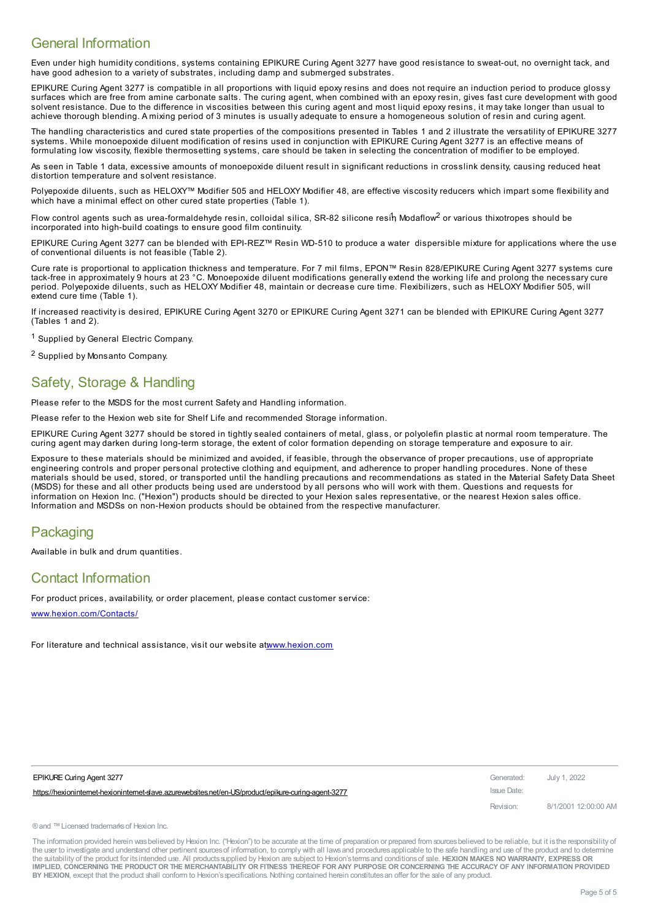## General Information

Even under high humidity conditions, systems containing EPIKURE Curing Agent 3277 have good resistance to sweat-out, no overnight tack, and have good adhesion to a variety of substrates, including damp and submerged substrates.

EPIKURE Curing Agent 3277 is compatible in all proportions with liquid epoxy resins and does not require an induction period to produce glossy surfaces which are free from amine carbonate salts. The curing agent, when combined with an epoxy resin, gives fast cure development with good solvent resistance. Due to the difference in viscosities between this curing agent and most liquid epoxy resins, it may take longer than usual to achieve thorough blending. A mixing period of 3 minutes is usually adequate to ensure a homogeneous solution of resin and curing agent.

The handling characteristics and cured state properties of the compositions presented in Tables 1 and 2 illustrate the versatility of EPIKURE 3277 systems. While monoepoxide diluent modification of resins used in conjunction with EPIKURE Curing Agent 3277 is an effective means of formulating low viscosity, flexible thermosetting systems, care should be taken in selecting the concentration of modifier to be employed.

As seen in Table 1 data, excessive amounts of monoepoxide diluent result in significant reductions in crosslink density, causing reduced heat distortion temperature and solvent resistance.

Polyepoxide diluents, such as HELOXY™ Modifier 505 and HELOXY Modifier 48, are effective viscosity reducers which impart some flexibility and which have a minimal effect on other cured state properties (Table 1).

Flow control agents such as urea-formaldehyde resin, colloidal silica, SR-82 silicone resin[1], Modaflow[2] or various thixotropes should be incorporated into high-build coatings to ensure good film continuity.

EPIKURE Curing Agent 3277 can be blended with EPI-REZ™ Resin WD-510 to produce a water dispersible mixture for applications where the use of conventional diluents is not feasible (Table 2).

Cure rate is proportional to application thickness and temperature. For 7 mil films, EPON™ Resin 828/EPIKURE Curing Agent 3277 systems cure tack-free in approximately 9 hours at 23 °C. Monoepoxide diluent modifications generally extend the working life and prolong the necessary cure period. Polyepoxide diluents, such as HELOXY Modifier 48, maintain or decrease cure time. Flexibilizers, such as HELOXY Modifier 505, will extend cure time (Table 1).

If increased reactivity is desired, EPIKURE Curing Agent 3270 or EPIKURE Curing Agent 3271 can be blended with EPIKURE Curing Agent 3277 (Tables 1 and 2).

[1] Supplied by General Electric Company.

[2] Supplied by Monsanto Company.

## Safety, Storage & Handling

Please refer to the MSDS for the most current Safety and Handling information.

Please refer to the Hexion web site for Shelf Life and recommended Storage information.

EPIKURE Curing Agent 3277 should be stored in tightly sealed containers of metal, glass, or polyolefin plastic at normal room temperature. The curing agent may darken during long-term storage, the extent of color formation depending on storage temperature and exposure to air.

Exposure to these materials should be minimized and avoided, if feasible, through the observance of proper precautions, use of appropriate engineering controls and proper personal protective clothing and equipment, and adherence to proper handling procedures. None of these materials should be used, stored, or transported until the handling precautions and recommendations as stated in the Material Safety Data Sheet (MSDS) for these and all other products being used are understood by all persons who will work with them. Questions and requests for information on Hexion Inc. ("Hexion") products should be directed to your Hexion sales representative, or the nearest Hexion sales office. Information and MSDSs on non-Hexion products should be obtained from the respective manufacturer.

## Packaging

Available in bulk and drum quantities.

## Contact Information

For product prices, availability, or order placement, please contact customer service:

www.hexion.com/Contacts/

For literature and technical assistance, visit our website at www.hexion.com

EPIKURE Curing Agent 3277

https://hexioninternet-hexioninternet-slave.azurewebsites.net/en-US/product/epikure-curing-agent-3277

Generated: July 1, 2022

Issue Date:

Revision: 8/1/2001 12:00:00 AM

® and ™ Licensed trademarks of Hexion Inc.

The information provided herein was believed by Hexion Inc. ("Hexion") to be accurate at the time of preparation or prepared from sources believed to be reliable, but it is the responsibility of the user to investigate and understand other pertinent sources of information, to comply with all laws and procedures applicable to the safe handling and use of the product and to determine the suitability of the product for its intended use. All products supplied by Hexion are subject to Hexion's terms and conditions of sale. **HEXION MAKES NO WARRANTY, EXPRESS OR IMPLIED, CONCERNING THE PRODUCT OR THE MERCHANTABILITY OR FITNESS THEREOF FOR ANY PURPOSE OR CONCERNING THE ACCURACY OF ANY INFORMATION PROVIDED BY HEXION**, except that the product shall conform to Hexion's specifications. Nothing contained herein constitutes an offer for the sale of any product.